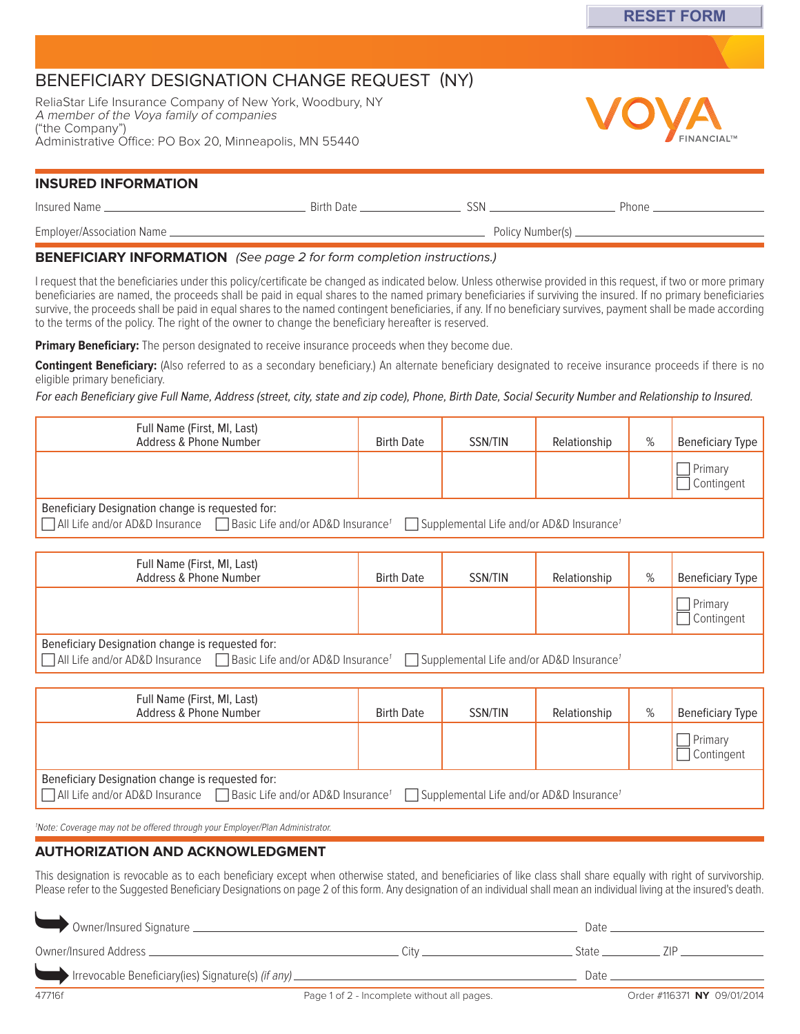RESET FORM

# BENEFICIARY DESIGNATION CHANGE REQUEST (NY)

ReliaStar Life Insurance Company of New York, Woodbury, NY
*A member of the Voya family of companies*
("the Company")
Administrative Office: PO Box 20, Minneapolis, MN 55440

VOYA FINANCIAL™

## INSURED INFORMATION

Insured Name ______________________ Birth Date ______________ SSN ______________ Phone ______________

Employer/Association Name ______________________________ Policy Number(s) ______________________

## BENEFICIARY INFORMATION *(See page 2 for form completion instructions.)*

I request that the beneficiaries under this policy/certificate be changed as indicated below. Unless otherwise provided in this request, if two or more primary beneficiaries are named, the proceeds shall be paid in equal shares to the named primary beneficiaries if surviving the insured. If no primary beneficiaries survive, the proceeds shall be paid in equal shares to the named contingent beneficiaries, if any. If no beneficiary survives, payment shall be made according to the terms of the policy. The right of the owner to change the beneficiary hereafter is reserved.

**Primary Beneficiary:** The person designated to receive insurance proceeds when they become due.

**Contingent Beneficiary:** (Also referred to as a secondary beneficiary.) An alternate beneficiary designated to receive insurance proceeds if there is no eligible primary beneficiary.

*For each Beneficiary give Full Name, Address (street, city, state and zip code), Phone, Birth Date, Social Security Number and Relationship to Insured.*

| Full Name (First, MI, Last) Address & Phone Number | Birth Date | SSN/TIN | Relationship | % | Beneficiary Type |
|---|---|---|---|---|---|
| | | | | | ☐ Primary ☐ Contingent |

Beneficiary Designation change is requested for:
☐ All Life and/or AD&D Insurance ☐ Basic Life and/or AD&D Insurance[1] ☐ Supplemental Life and/or AD&D Insurance[1]

| Full Name (First, MI, Last) Address & Phone Number | Birth Date | SSN/TIN | Relationship | % | Beneficiary Type |
|---|---|---|---|---|---|
| | | | | | ☐ Primary ☐ Contingent |

Beneficiary Designation change is requested for:
☐ All Life and/or AD&D Insurance ☐ Basic Life and/or AD&D Insurance[1] ☐ Supplemental Life and/or AD&D Insurance[1]

| Full Name (First, MI, Last) Address & Phone Number | Birth Date | SSN/TIN | Relationship | % | Beneficiary Type |
|---|---|---|---|---|---|
| | | | | | ☐ Primary ☐ Contingent |

Beneficiary Designation change is requested for:
☐ All Life and/or AD&D Insurance ☐ Basic Life and/or AD&D Insurance[1] ☐ Supplemental Life and/or AD&D Insurance[1]

*[1]Note: Coverage may not be offered through your Employer/Plan Administrator.*

## AUTHORIZATION AND ACKNOWLEDGMENT

This designation is revocable as to each beneficiary except when otherwise stated, and beneficiaries of like class shall share equally with right of survivorship. Please refer to the Suggested Beneficiary Designations on page 2 of this form. Any designation of an individual shall mean an individual living at the insured's death.

Owner/Insured Signature ______________________________________ Date ______________

Owner/Insured Address ______________________ City ______________ State ________ ZIP ________

Irrevocable Beneficiary(ies) Signature(s) *(if any)* ______________________________ Date ______________

47716f — Order #116371 **NY** 09/01/2014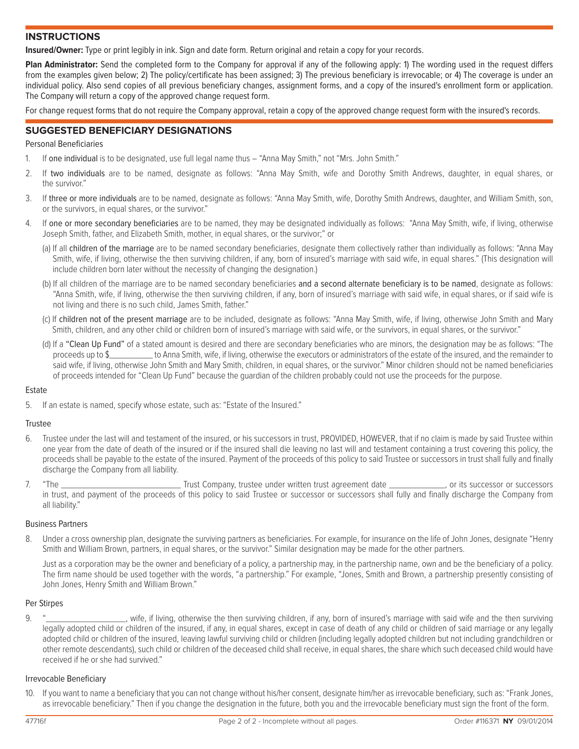## INSTRUCTIONS

**Insured/Owner:** Type or print legibly in ink. Sign and date form. Return original and retain a copy for your records.

**Plan Administrator:** Send the completed form to the Company for approval if any of the following apply: 1) The wording used in the request differs from the examples given below; 2) The policy/certificate has been assigned; 3) The previous beneficiary is irrevocable; or 4) The coverage is under an individual policy. Also send copies of all previous beneficiary changes, assignment forms, and a copy of the insured's enrollment form or application. The Company will return a copy of the approved change request form.

For change request forms that do not require the Company approval, retain a copy of the approved change request form with the insured's records.

## SUGGESTED BENEFICIARY DESIGNATIONS

Personal Beneficiaries

1. If one individual is to be designated, use full legal name thus – "Anna May Smith," not "Mrs. John Smith."
2. If two individuals are to be named, designate as follows: "Anna May Smith, wife and Dorothy Smith Andrews, daughter, in equal shares, or the survivor."
3. If three or more individuals are to be named, designate as follows: "Anna May Smith, wife, Dorothy Smith Andrews, daughter, and William Smith, son, or the survivors, in equal shares, or the survivor."
4. If one or more secondary beneficiaries are to be named, they may be designated individually as follows: "Anna May Smith, wife, if living, otherwise Joseph Smith, father, and Elizabeth Smith, mother, in equal shares, or the survivor;" or
   (a) If all children of the marriage are to be named secondary beneficiaries, designate them collectively rather than individually as follows: "Anna May Smith, wife, if living, otherwise the then surviving children, if any, born of insured's marriage with said wife, in equal shares." (This designation will include children born later without the necessity of changing the designation.)
   (b) If all children of the marriage are to be named secondary beneficiaries and a second alternate beneficiary is to be named, designate as follows: "Anna Smith, wife, if living, otherwise the then surviving children, if any, born of insured's marriage with said wife, in equal shares, or if said wife is not living and there is no such child, James Smith, father."
   (c) If children not of the present marriage are to be included, designate as follows: "Anna May Smith, wife, if living, otherwise John Smith and Mary Smith, children, and any other child or children born of insured's marriage with said wife, or the survivors, in equal shares, or the survivor."
   (d) If a "Clean Up Fund" of a stated amount is desired and there are secondary beneficiaries who are minors, the designation may be as follows: "The proceeds up to $__________ to Anna Smith, wife, if living, otherwise the executors or administrators of the estate of the insured, and the remainder to said wife, if living, otherwise John Smith and Mary Smith, children, in equal shares, or the survivor." Minor children should not be named beneficiaries of proceeds intended for "Clean Up Fund" because the guardian of the children probably could not use the proceeds for the purpose.

Estate

5. If an estate is named, specify whose estate, such as: "Estate of the Insured."

Trustee

6. Trustee under the last will and testament of the insured, or his successors in trust, PROVIDED, HOWEVER, that if no claim is made by said Trustee within one year from the date of death of the insured or if the insured shall die leaving no last will and testament containing a trust covering this policy, the proceeds shall be payable to the estate of the insured. Payment of the proceeds of this policy to said Trustee or successors in trust shall fully and finally discharge the Company from all liability.
7. "The ___________________________ Trust Company, trustee under written trust agreement date _____________, or its successor or successors in trust, and payment of the proceeds of this policy to said Trustee or successor or successors shall fully and finally discharge the Company from all liability."

Business Partners

8. Under a cross ownership plan, designate the surviving partners as beneficiaries. For example, for insurance on the life of John Jones, designate "Henry Smith and William Brown, partners, in equal shares, or the survivor." Similar designation may be made for the other partners.

   Just as a corporation may be the owner and beneficiary of a policy, a partnership may, in the partnership name, own and be the beneficiary of a policy. The firm name should be used together with the words, "a partnership." For example, "Jones, Smith and Brown, a partnership presently consisting of John Jones, Henry Smith and William Brown."

Per Stirpes

9. "__________________, wife, if living, otherwise the then surviving children, if any, born of insured's marriage with said wife and the then surviving legally adopted child or children of the insured, if any, in equal shares, except in case of death of any child or children of said marriage or any legally adopted child or children of the insured, leaving lawful surviving child or children (including legally adopted children but not including grandchildren or other remote descendants), such child or children of the deceased child shall receive, in equal shares, the share which such deceased child would have received if he or she had survived."

Irrevocable Beneficiary

10. If you want to name a beneficiary that you can not change without his/her consent, designate him/her as irrevocable beneficiary, such as: "Frank Jones, as irrevocable beneficiary." Then if you change the designation in the future, both you and the irrevocable beneficiary must sign the front of the form.

47716f Order #116371 **NY** 09/01/2014